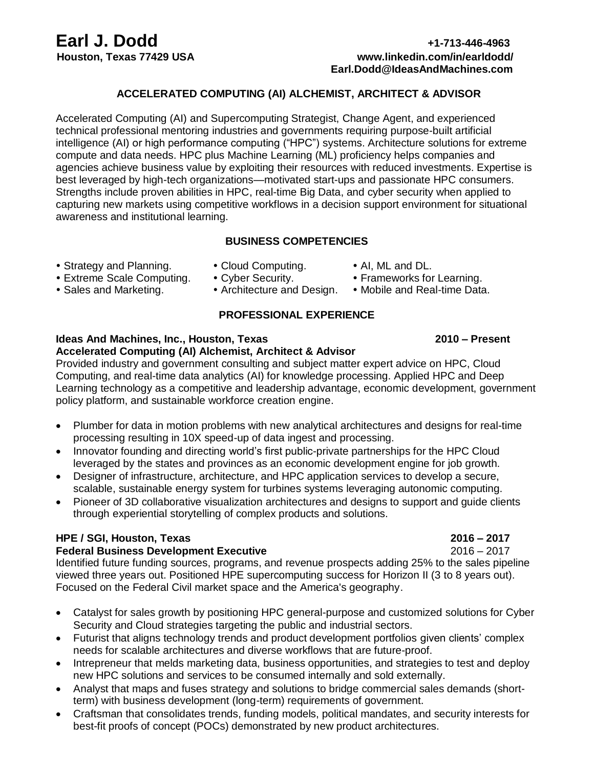# Earl J. Dodd

**Houston, Texas 77429 USA**

**+1-713-446-4963**
**www.linkedin.com/in/earldodd/**
**Earl.Dodd@IdeasAndMachines.com**

## ACCELERATED COMPUTING (AI) ALCHEMIST, ARCHITECT & ADVISOR

Accelerated Computing (AI) and Supercomputing Strategist, Change Agent, and experienced technical professional mentoring industries and governments requiring purpose-built artificial intelligence (AI) or high performance computing ("HPC") systems. Architecture solutions for extreme compute and data needs. HPC plus Machine Learning (ML) proficiency helps companies and agencies achieve business value by exploiting their resources with reduced investments. Expertise is best leveraged by high-tech organizations—motivated start-ups and passionate HPC consumers. Strengths include proven abilities in HPC, real-time Big Data, and cyber security when applied to capturing new markets using competitive workflows in a decision support environment for situational awareness and institutional learning.

## BUSINESS COMPETENCIES

- Strategy and Planning.
- Extreme Scale Computing.
- Sales and Marketing.
- Cloud Computing.
- Cyber Security.
- Architecture and Design.
- AI, ML and DL.
- Frameworks for Learning.
- Mobile and Real-time Data.

## PROFESSIONAL EXPERIENCE

**Ideas And Machines, Inc., Houston, Texas** **2010 – Present**
**Accelerated Computing (AI) Alchemist, Architect & Advisor**

Provided industry and government consulting and subject matter expert advice on HPC, Cloud Computing, and real-time data analytics (AI) for knowledge processing. Applied HPC and Deep Learning technology as a competitive and leadership advantage, economic development, government policy platform, and sustainable workforce creation engine.

- Plumber for data in motion problems with new analytical architectures and designs for real-time processing resulting in 10X speed-up of data ingest and processing.
- Innovator founding and directing world's first public-private partnerships for the HPC Cloud leveraged by the states and provinces as an economic development engine for job growth.
- Designer of infrastructure, architecture, and HPC application services to develop a secure, scalable, sustainable energy system for turbines systems leveraging autonomic computing.
- Pioneer of 3D collaborative visualization architectures and designs to support and guide clients through experiential storytelling of complex products and solutions.

**HPE / SGI, Houston, Texas** **2016 – 2017**
**Federal Business Development Executive** 2016 – 2017

Identified future funding sources, programs, and revenue prospects adding 25% to the sales pipeline viewed three years out. Positioned HPE supercomputing success for Horizon II (3 to 8 years out). Focused on the Federal Civil market space and the America's geography.

- Catalyst for sales growth by positioning HPC general-purpose and customized solutions for Cyber Security and Cloud strategies targeting the public and industrial sectors.
- Futurist that aligns technology trends and product development portfolios given clients' complex needs for scalable architectures and diverse workflows that are future-proof.
- Intrepreneur that melds marketing data, business opportunities, and strategies to test and deploy new HPC solutions and services to be consumed internally and sold externally.
- Analyst that maps and fuses strategy and solutions to bridge commercial sales demands (short-term) with business development (long-term) requirements of government.
- Craftsman that consolidates trends, funding models, political mandates, and security interests for best-fit proofs of concept (POCs) demonstrated by new product architectures.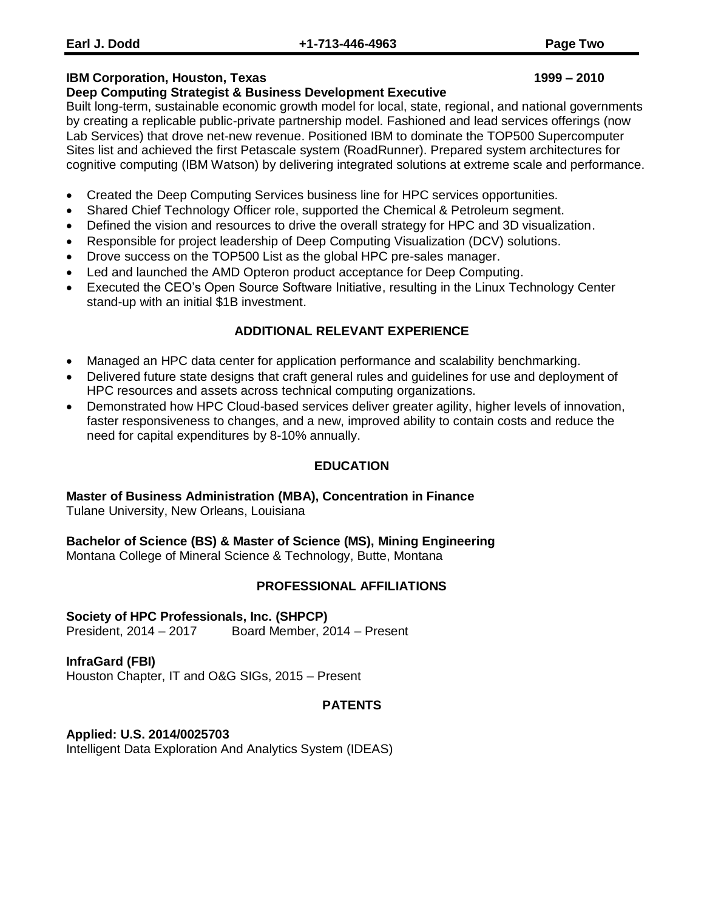**IBM Corporation, Houston, Texas** **1999 – 2010**
**Deep Computing Strategist & Business Development Executive**

Built long-term, sustainable economic growth model for local, state, regional, and national governments by creating a replicable public-private partnership model. Fashioned and lead services offerings (now Lab Services) that drove net-new revenue. Positioned IBM to dominate the TOP500 Supercomputer Sites list and achieved the first Petascale system (RoadRunner). Prepared system architectures for cognitive computing (IBM Watson) by delivering integrated solutions at extreme scale and performance.

- Created the Deep Computing Services business line for HPC services opportunities.
- Shared Chief Technology Officer role, supported the Chemical & Petroleum segment.
- Defined the vision and resources to drive the overall strategy for HPC and 3D visualization.
- Responsible for project leadership of Deep Computing Visualization (DCV) solutions.
- Drove success on the TOP500 List as the global HPC pre-sales manager.
- Led and launched the AMD Opteron product acceptance for Deep Computing.
- Executed the CEO's Open Source Software Initiative, resulting in the Linux Technology Center stand-up with an initial $1B investment.

## ADDITIONAL RELEVANT EXPERIENCE

- Managed an HPC data center for application performance and scalability benchmarking.
- Delivered future state designs that craft general rules and guidelines for use and deployment of HPC resources and assets across technical computing organizations.
- Demonstrated how HPC Cloud-based services deliver greater agility, higher levels of innovation, faster responsiveness to changes, and a new, improved ability to contain costs and reduce the need for capital expenditures by 8-10% annually.

## EDUCATION

**Master of Business Administration (MBA), Concentration in Finance**
Tulane University, New Orleans, Louisiana

**Bachelor of Science (BS) & Master of Science (MS), Mining Engineering**
Montana College of Mineral Science & Technology, Butte, Montana

## PROFESSIONAL AFFILIATIONS

**Society of HPC Professionals, Inc. (SHPCP)**
President, 2014 – 2017 Board Member, 2014 – Present

**InfraGard (FBI)**
Houston Chapter, IT and O&G SIGs, 2015 – Present

## PATENTS

**Applied: U.S. 2014/0025703**
Intelligent Data Exploration And Analytics System (IDEAS)